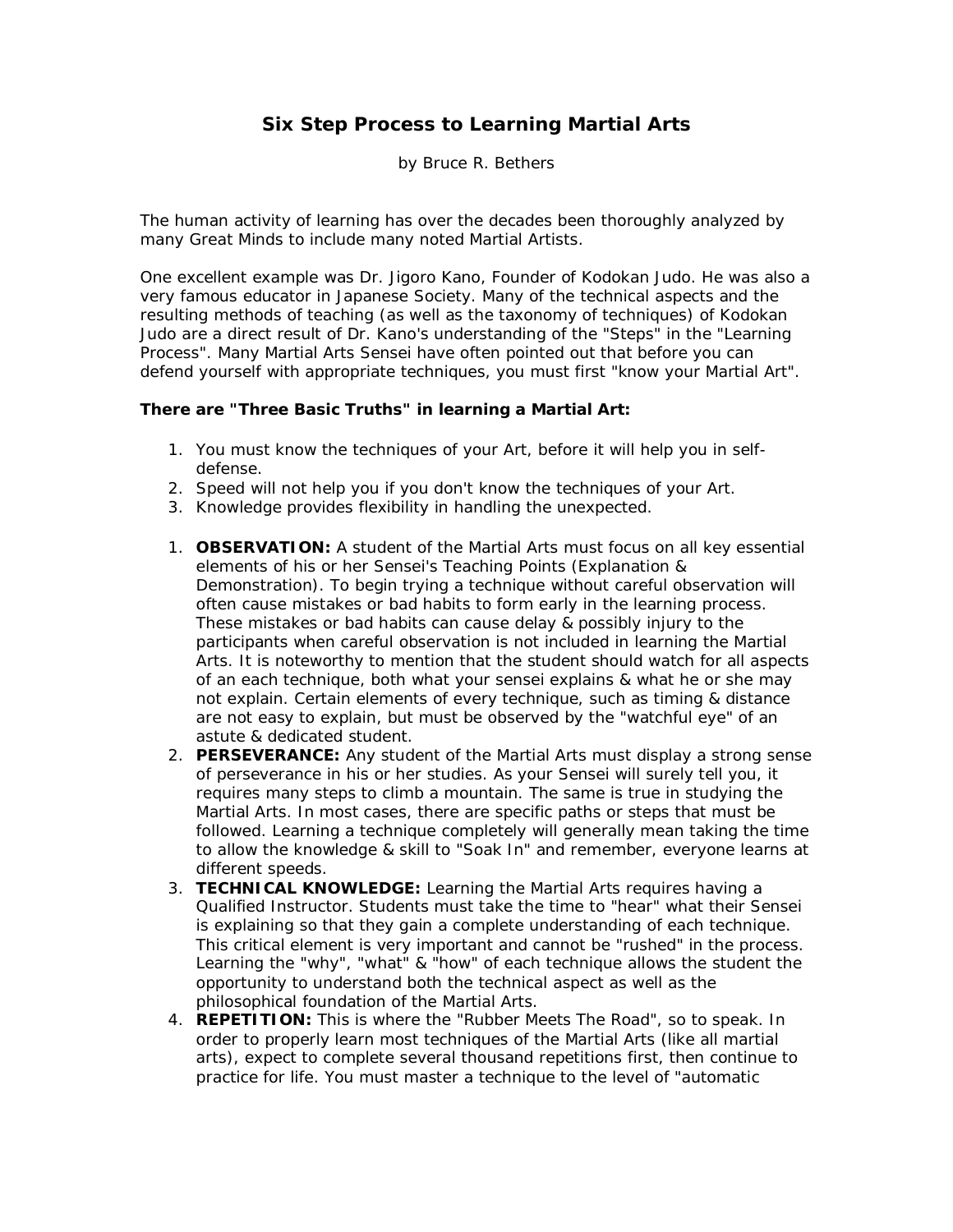# Six Step Process to Learning Martial Arts

by Bruce R. Bethers

The human activity of learning has over the decades been thoroughly analyzed by many Great Minds to include many noted Martial Artists.

One excellent example was Dr. Jigoro Kano, Founder of Kodokan Judo. He was also a very famous educator in Japanese Society. Many of the technical aspects and the resulting methods of teaching (as well as the taxonomy of techniques) of Kodokan Judo are a direct result of Dr. Kano's understanding of the "Steps" in the "Learning Process". Many Martial Arts Sensei have often pointed out that before you can defend yourself with appropriate techniques, you must first "know your Martial Art".

**There are "Three Basic Truths" in learning a Martial Art:**

1. You must know the techniques of your Art, before it will help you in self-defense.
2. Speed will not help you if you don't know the techniques of your Art.
3. Knowledge provides flexibility in handling the unexpected.

1. **OBSERVATION:** A student of the Martial Arts must focus on all key essential elements of his or her Sensei's Teaching Points (Explanation & Demonstration). To begin trying a technique without careful observation will often cause mistakes or bad habits to form early in the learning process. These mistakes or bad habits can cause delay & possibly injury to the participants when careful observation is not included in learning the Martial Arts. It is noteworthy to mention that the student should watch for all aspects of an each technique, both what your sensei explains & what he or she may not explain. Certain elements of every technique, such as timing & distance are not easy to explain, but must be observed by the "watchful eye" of an astute & dedicated student.
2. **PERSEVERANCE:** Any student of the Martial Arts must display a strong sense of perseverance in his or her studies. As your Sensei will surely tell you, it requires many steps to climb a mountain. The same is true in studying the Martial Arts. In most cases, there are specific paths or steps that must be followed. Learning a technique completely will generally mean taking the time to allow the knowledge & skill to "Soak In" and remember, everyone learns at different speeds.
3. **TECHNICAL KNOWLEDGE:** Learning the Martial Arts requires having a Qualified Instructor. Students must take the time to "hear" what their Sensei is explaining so that they gain a complete understanding of each technique. This critical element is very important and cannot be "rushed" in the process. Learning the "why", "what" & "how" of each technique allows the student the opportunity to understand both the technical aspect as well as the philosophical foundation of the Martial Arts.
4. **REPETITION:** This is where the "Rubber Meets The Road", so to speak. In order to properly learn most techniques of the Martial Arts (like all martial arts), expect to complete several thousand repetitions first, then continue to practice for life. You must master a technique to the level of "automatic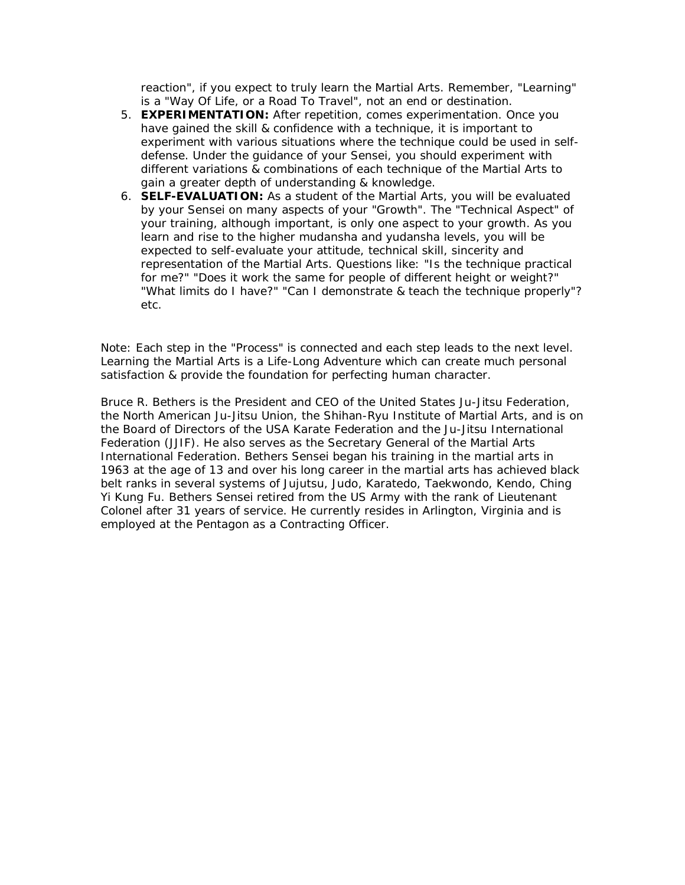reaction", if you expect to truly learn the Martial Arts. Remember, "Learning" is a "Way Of Life, or a Road To Travel", not an end or destination.

5. **EXPERIMENTATION:** After repetition, comes experimentation. Once you have gained the skill & confidence with a technique, it is important to experiment with various situations where the technique could be used in self-defense. Under the guidance of your Sensei, you should experiment with different variations & combinations of each technique of the Martial Arts to gain a greater depth of understanding & knowledge.
6. **SELF-EVALUATION:** As a student of the Martial Arts, you will be evaluated by your Sensei on many aspects of your "Growth". The "Technical Aspect" of your training, although important, is only one aspect to your growth. As you learn and rise to the higher mudansha and yudansha levels, you will be expected to self-evaluate your attitude, technical skill, sincerity and representation of the Martial Arts. Questions like: "Is the technique practical for me?" "Does it work the same for people of different height or weight?" "What limits do I have?" "Can I demonstrate & teach the technique properly"? etc.

Note: Each step in the "Process" is connected and each step leads to the next level. Learning the Martial Arts is a Life-Long Adventure which can create much personal satisfaction & provide the foundation for perfecting human character.

Bruce R. Bethers is the President and CEO of the United States Ju-Jitsu Federation, the North American Ju-Jitsu Union, the Shihan-Ryu Institute of Martial Arts, and is on the Board of Directors of the USA Karate Federation and the Ju-Jitsu International Federation (JJIF). He also serves as the Secretary General of the Martial Arts International Federation. Bethers Sensei began his training in the martial arts in 1963 at the age of 13 and over his long career in the martial arts has achieved black belt ranks in several systems of Jujutsu, Judo, Karatedo, Taekwondo, Kendo, Ching Yi Kung Fu. Bethers Sensei retired from the US Army with the rank of Lieutenant Colonel after 31 years of service. He currently resides in Arlington, Virginia and is employed at the Pentagon as a Contracting Officer.